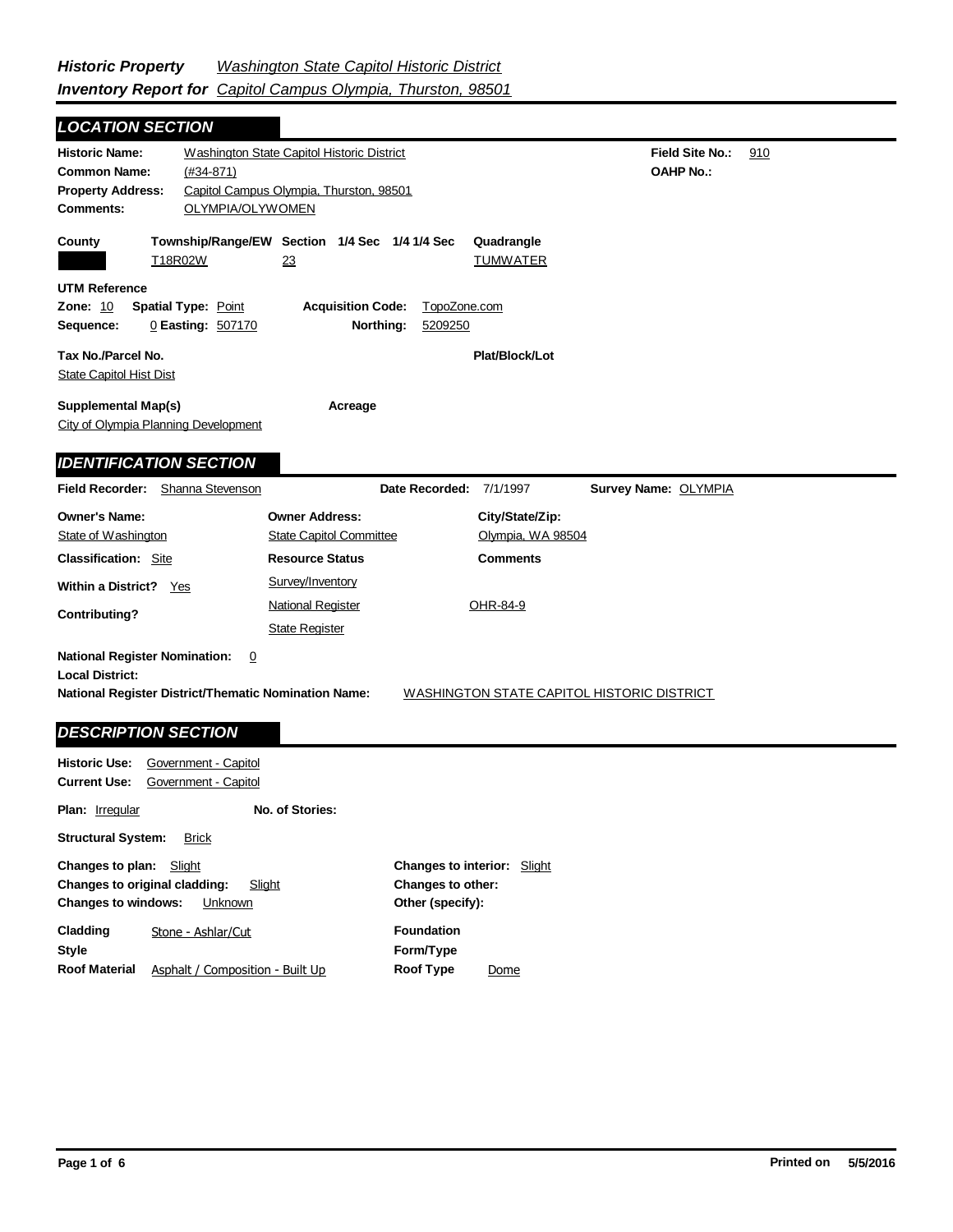# *Historic Property Inventory Report for* *Washington State Capitol Historic District* *Capitol Campus Olympia, Thurston, 98501*

## *LOCATION SECTION*

**Historic Name:** Washington State Capitol Historic District
**Common Name:** (#34-871)
**Property Address:** Capitol Campus Olympia, Thurston, 98501
**Comments:** OLYMPIA/OLYWOMEN

**Field Site No.:** 910
**OAHP No.:**

| County | Township/Range/EW | Section | 1/4 Sec | 1/4 1/4 Sec | Quadrangle |
|---|---|---|---|---|---|
| | T18R02W | 23 | | | TUMWATER |

**UTM Reference**
**Zone:** 10 **Spatial Type:** Point **Acquisition Code:** TopoZone.com
**Sequence:** 0 **Easting:** 507170 **Northing:** 5209250

**Tax No./Parcel No.** State Capitol Hist Dist
**Plat/Block/Lot**

**Supplemental Map(s)** City of Olympia Planning Development
**Acreage**

## *IDENTIFICATION SECTION*

**Field Recorder:** Shanna Stevenson **Date Recorded:** 7/1/1997 **Survey Name:** OLYMPIA

| Owner's Name: | Owner Address: | City/State/Zip: |
|---|---|---|
| State of Washington | State Capitol Committee | Olympia, WA 98504 |

**Classification:** Site

**Within a District?** Yes

**Contributing?**

| Resource Status | Comments |
|---|---|
| Survey/Inventory | |
| National Register | OHR-84-9 |
| State Register | |

**National Register Nomination:** 0
**Local District:**
**National Register District/Thematic Nomination Name:** WASHINGTON STATE CAPITOL HISTORIC DISTRICT

## *DESCRIPTION SECTION*

**Historic Use:** Government - Capitol
**Current Use:** Government - Capitol

**Plan:** Irregular **No. of Stories:**

**Structural System:** Brick

**Changes to plan:** Slight
**Changes to original cladding:** Slight
**Changes to windows:** Unknown

**Changes to interior:** Slight
**Changes to other:**
**Other (specify):**

**Cladding** Stone - Ashlar/Cut
**Style**
**Roof Material** Asphalt / Composition - Built Up

**Foundation**
**Form/Type**
**Roof Type** Dome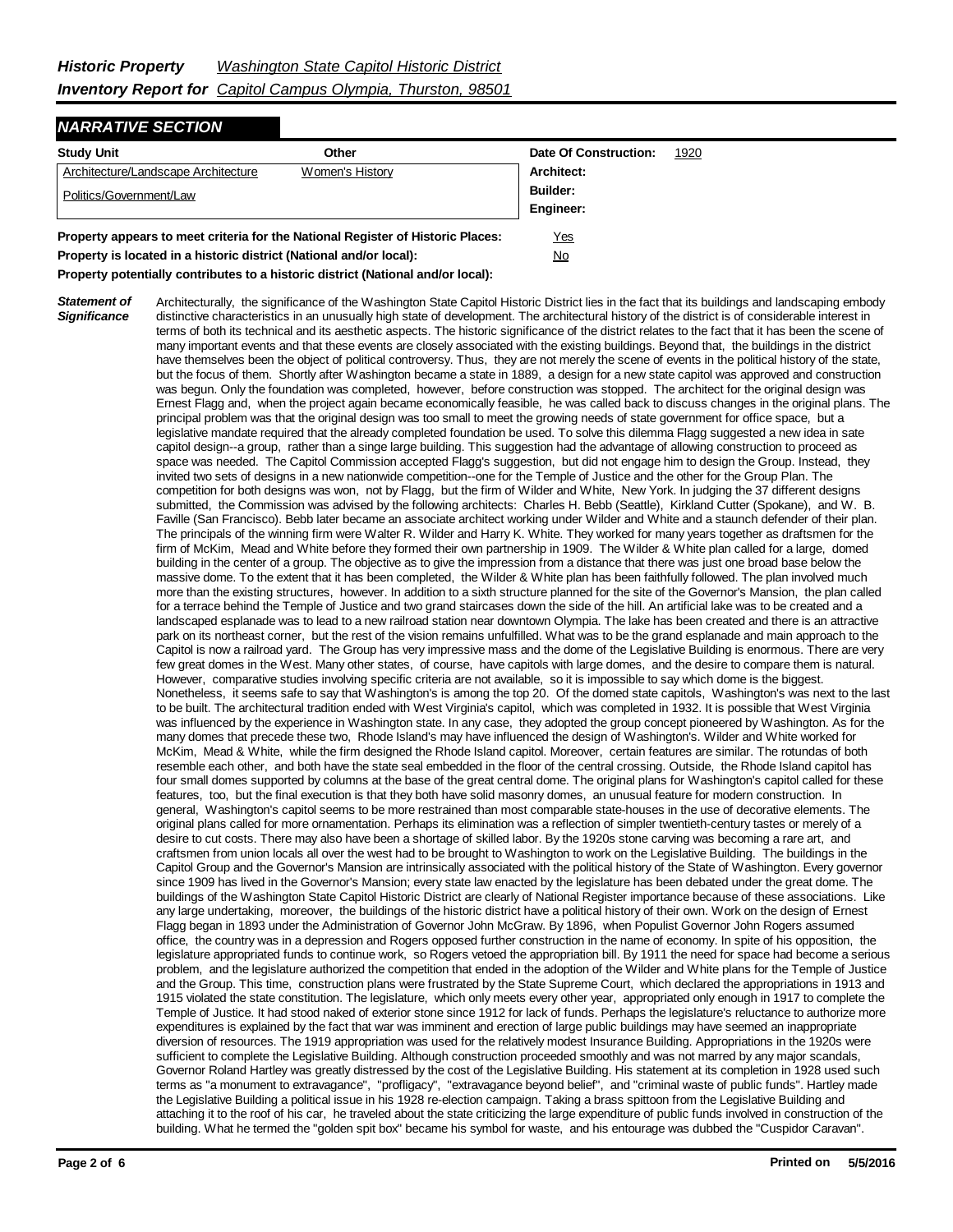*Historic Property* *Washington State Capitol Historic District*
*Inventory Report for* *Capitol Campus Olympia, Thurston, 98501*

## NARRATIVE SECTION

| Study Unit | Other | Date Of Construction: | 1920 |
|---|---|---|---|
| Architecture/Landscape Architecture | Women's History | Architect: | |
| Politics/Government/Law | | Builder: | |
| | | Engineer: | |

**Property appears to meet criteria for the National Register of Historic Places:** Yes

**Property is located in a historic district (National and/or local):** No

**Property potentially contributes to a historic district (National and/or local):**

***Statement of Significance***

Architecturally, the significance of the Washington State Capitol Historic District lies in the fact that its buildings and landscaping embody distinctive characteristics in an unusually high state of development. The architectural history of the district is of considerable interest in terms of both its technical and its aesthetic aspects. The historic significance of the district relates to the fact that it has been the scene of many important events and that these events are closely associated with the existing buildings. Beyond that, the buildings in the district have themselves been the object of political controversy. Thus, they are not merely the scene of events in the political history of the state, but the focus of them. Shortly after Washington became a state in 1889, a design for a new state capitol was approved and construction was begun. Only the foundation was completed, however, before construction was stopped. The architect for the original design was Ernest Flagg and, when the project again became economically feasible, he was called back to discuss changes in the original plans. The principal problem was that the original design was too small to meet the growing needs of state government for office space, but a legislative mandate required that the already completed foundation be used. To solve this dilemma Flagg suggested a new idea in sate capitol design--a group, rather than a singe large building. This suggestion had the advantage of allowing construction to proceed as space was needed. The Capitol Commission accepted Flagg's suggestion, but did not engage him to design the Group. Instead, they invited two sets of designs in a new nationwide competition--one for the Temple of Justice and the other for the Group Plan. The competition for both designs was won, not by Flagg, but the firm of Wilder and White, New York. In judging the 37 different designs submitted, the Commission was advised by the following architects: Charles H. Bebb (Seattle), Kirkland Cutter (Spokane), and W. B. Faville (San Francisco). Bebb later became an associate architect working under Wilder and White and a staunch defender of their plan. The principals of the winning firm were Walter R. Wilder and Harry K. White. They worked for many years together as draftsmen for the firm of McKim, Mead and White before they formed their own partnership in 1909. The Wilder & White plan called for a large, domed building in the center of a group. The objective as to give the impression from a distance that there was just one broad base below the massive dome. To the extent that it has been completed, the Wilder & White plan has been faithfully followed. The plan involved much more than the existing structures, however. In addition to a sixth structure planned for the site of the Governor's Mansion, the plan called for a terrace behind the Temple of Justice and two grand staircases down the side of the hill. An artificial lake was to be created and a landscaped esplanade was to lead to a new railroad station near downtown Olympia. The lake has been created and there is an attractive park on its northeast corner, but the rest of the vision remains unfulfilled. What was to be the grand esplanade and main approach to the Capitol is now a railroad yard. The Group has very impressive mass and the dome of the Legislative Building is enormous. There are very few great domes in the West. Many other states, of course, have capitols with large domes, and the desire to compare them is natural. However, comparative studies involving specific criteria are not available, so it is impossible to say which dome is the biggest. Nonetheless, it seems safe to say that Washington's is among the top 20. Of the domed state capitols, Washington's was next to the last to be built. The architectural tradition ended with West Virginia's capitol, which was completed in 1932. It is possible that West Virginia was influenced by the experience in Washington state. In any case, they adopted the group concept pioneered by Washington. As for the many domes that precede these two, Rhode Island's may have influenced the design of Washington's. Wilder and White worked for McKim, Mead & White, while the firm designed the Rhode Island capitol. Moreover, certain features are similar. The rotundas of both resemble each other, and both have the state seal embedded in the floor of the central crossing. Outside, the Rhode Island capitol has four small domes supported by columns at the base of the great central dome. The original plans for Washington's capitol called for these features, too, but the final execution is that they both have solid masonry domes, an unusual feature for modern construction. In general, Washington's capitol seems to be more restrained than most comparable state-houses in the use of decorative elements. The original plans called for more ornamentation. Perhaps its elimination was a reflection of simpler twentieth-century tastes or merely of a desire to cut costs. There may also have been a shortage of skilled labor. By the 1920s stone carving was becoming a rare art, and craftsmen from union locals all over the west had to be brought to Washington to work on the Legislative Building. The buildings in the Capitol Group and the Governor's Mansion are intrinsically associated with the political history of the State of Washington. Every governor since 1909 has lived in the Governor's Mansion; every state law enacted by the legislature has been debated under the great dome. The buildings of the Washington State Capitol Historic District are clearly of National Register importance because of these associations. Like any large undertaking, moreover, the buildings of the historic district have a political history of their own. Work on the design of Ernest Flagg began in 1893 under the Administration of Governor John McGraw. By 1896, when Populist Governor John Rogers assumed office, the country was in a depression and Rogers opposed further construction in the name of economy. In spite of his opposition, the legislature appropriated funds to continue work, so Rogers vetoed the appropriation bill. By 1911 the need for space had become a serious problem, and the legislature authorized the competition that ended in the adoption of the Wilder and White plans for the Temple of Justice and the Group. This time, construction plans were frustrated by the State Supreme Court, which declared the appropriations in 1913 and 1915 violated the state constitution. The legislature, which only meets every other year, appropriated only enough in 1917 to complete the Temple of Justice. It had stood naked of exterior stone since 1912 for lack of funds. Perhaps the legislature's reluctance to authorize more expenditures is explained by the fact that war was imminent and erection of large public buildings may have seemed an inappropriate diversion of resources. The 1919 appropriation was used for the relatively modest Insurance Building. Appropriations in the 1920s were sufficient to complete the Legislative Building. Although construction proceeded smoothly and was not marred by any major scandals, Governor Roland Hartley was greatly distressed by the cost of the Legislative Building. His statement at its completion in 1928 used such terms as "a monument to extravagance", "profligacy", "extravagance beyond belief", and "criminal waste of public funds". Hartley made the Legislative Building a political issue in his 1928 re-election campaign. Taking a brass spittoon from the Legislative Building and attaching it to the roof of his car, he traveled about the state criticizing the large expenditure of public funds involved in construction of the building. What he termed the "golden spit box" became his symbol for waste, and his entourage was dubbed the "Cuspidor Caravan".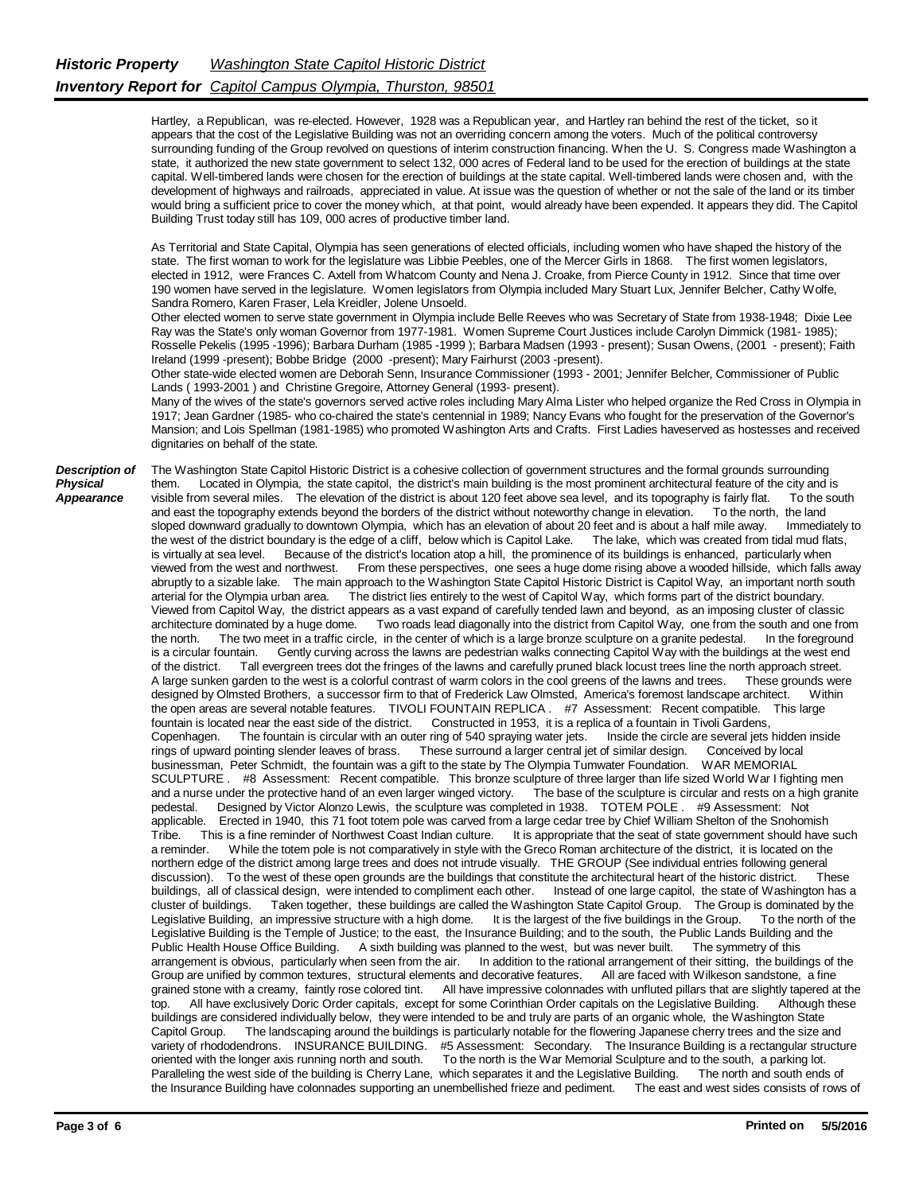Hartley, a Republican, was re-elected. However, 1928 was a Republican year, and Hartley ran behind the rest of the ticket, so it appears that the cost of the Legislative Building was not an overriding concern among the voters. Much of the political controversy surrounding funding of the Group revolved on questions of interim construction financing. When the U. S. Congress made Washington a state, it authorized the new state government to select 132, 000 acres of Federal land to be used for the erection of buildings at the state capital. Well-timbered lands were chosen for the erection of buildings at the state capital. Well-timbered lands were chosen and, with the development of highways and railroads, appreciated in value. At issue was the question of whether or not the sale of the land or its timber would bring a sufficient price to cover the money which, at that point, would already have been expended. It appears they did. The Capitol Building Trust today still has 109, 000 acres of productive timber land.

As Territorial and State Capital, Olympia has seen generations of elected officials, including women who have shaped the history of the state. The first woman to work for the legislature was Libbie Peebles, one of the Mercer Girls in 1868. The first women legislators, elected in 1912, were Frances C. Axtell from Whatcom County and Nena J. Croake, from Pierce County in 1912. Since that time over 190 women have served in the legislature. Women legislators from Olympia included Mary Stuart Lux, Jennifer Belcher, Cathy Wolfe, Sandra Romero, Karen Fraser, Lela Kreidler, Jolene Unsoeld.

Other elected women to serve state government in Olympia include Belle Reeves who was Secretary of State from 1938-1948; Dixie Lee Ray was the State's only woman Governor from 1977-1981. Women Supreme Court Justices include Carolyn Dimmick (1981- 1985); Rosselle Pekelis (1995 -1996); Barbara Durham (1985 -1999 ); Barbara Madsen (1993 - present); Susan Owens, (2001 - present); Faith Ireland (1999 -present); Bobbe Bridge (2000 -present); Mary Fairhurst (2003 -present).

Other state-wide elected women are Deborah Senn, Insurance Commissioner (1993 - 2001; Jennifer Belcher, Commissioner of Public Lands ( 1993-2001 ) and Christine Gregoire, Attorney General (1993- present).

Many of the wives of the state's governors served active roles including Mary Alma Lister who helped organize the Red Cross in Olympia in 1917; Jean Gardner (1985- who co-chaired the state's centennial in 1989; Nancy Evans who fought for the preservation of the Governor's Mansion; and Lois Spellman (1981-1985) who promoted Washington Arts and Crafts. First Ladies haveserved as hostesses and received dignitaries on behalf of the state.

***Description of Physical Appearance***

The Washington State Capitol Historic District is a cohesive collection of government structures and the formal grounds surrounding them. Located in Olympia, the state capitol, the district's main building is the most prominent architectural feature of the city and is visible from several miles. The elevation of the district is about 120 feet above sea level, and its topography is fairly flat. To the south and east the topography extends beyond the borders of the district without noteworthy change in elevation. To the north, the land sloped downward gradually to downtown Olympia, which has an elevation of about 20 feet and is about a half mile away. Immediately to the west of the district boundary is the edge of a cliff, below which is Capitol Lake. The lake, which was created from tidal mud flats, is virtually at sea level. Because of the district's location atop a hill, the prominence of its buildings is enhanced, particularly when viewed from the west and northwest. From these perspectives, one sees a huge dome rising above a wooded hillside, which falls away abruptly to a sizable lake. The main approach to the Washington State Capitol Historic District is Capitol Way, an important north south arterial for the Olympia urban area. The district lies entirely to the west of Capitol Way, which forms part of the district boundary. Viewed from Capitol Way, the district appears as a vast expand of carefully tended lawn and beyond, as an imposing cluster of classic architecture dominated by a huge dome. Two roads lead diagonally into the district from Capitol Way, one from the south and one from the north. The two meet in a traffic circle, in the center of which is a large bronze sculpture on a granite pedestal. In the foreground is a circular fountain. Gently curving across the lawns are pedestrian walks connecting Capitol Way with the buildings at the west end of the district. Tall evergreen trees dot the fringes of the lawns and carefully pruned black locust trees line the north approach street. A large sunken garden to the west is a colorful contrast of warm colors in the cool greens of the lawns and trees. These grounds were designed by Olmsted Brothers, a successor firm to that of Frederick Law Olmsted, America's foremost landscape architect. Within the open areas are several notable features. TIVOLI FOUNTAIN REPLICA . #7 Assessment: Recent compatible. This large fountain is located near the east side of the district. Constructed in 1953, it is a replica of a fountain in Tivoli Gardens, Copenhagen. The fountain is circular with an outer ring of 540 spraying water jets. Inside the circle are several jets hidden inside rings of upward pointing slender leaves of brass. These surround a larger central jet of similar design. Conceived by local businessman, Peter Schmidt, the fountain was a gift to the state by The Olympia Tumwater Foundation. WAR MEMORIAL SCULPTURE . #8 Assessment: Recent compatible. This bronze sculpture of three larger than life sized World War I fighting men and a nurse under the protective hand of an even larger winged victory. The base of the sculpture is circular and rests on a high granite pedestal. Designed by Victor Alonzo Lewis, the sculpture was completed in 1938. TOTEM POLE . #9 Assessment: Not applicable. Erected in 1940, this 71 foot totem pole was carved from a large cedar tree by Chief William Shelton of the Snohomish Tribe. This is a fine reminder of Northwest Coast Indian culture. It is appropriate that the seat of state government should have such a reminder. While the totem pole is not comparatively in style with the Greco Roman architecture of the district, it is located on the northern edge of the district among large trees and does not intrude visually. THE GROUP (See individual entries following general discussion). To the west of these open grounds are the buildings that constitute the architectural heart of the historic district. These buildings, all of classical design, were intended to compliment each other. Instead of one large capitol, the state of Washington has a cluster of buildings. Taken together, these buildings are called the Washington State Capitol Group. The Group is dominated by the Legislative Building, an impressive structure with a high dome. It is the largest of the five buildings in the Group. To the north of the Legislative Building is the Temple of Justice; to the east, the Insurance Building; and to the south, the Public Lands Building and the Public Health House Office Building. A sixth building was planned to the west, but was never built. The symmetry of this arrangement is obvious, particularly when seen from the air. In addition to the rational arrangement of their sitting, the buildings of the Group are unified by common textures, structural elements and decorative features. All are faced with Wilkeson sandstone, a fine grained stone with a creamy, faintly rose colored tint. All have impressive colonnades with unfluted pillars that are slightly tapered at the top. All have exclusively Doric Order capitals, except for some Corinthian Order capitals on the Legislative Building. Although these buildings are considered individually below, they were intended to be and truly are parts of an organic whole, the Washington State Capitol Group. The landscaping around the buildings is particularly notable for the flowering Japanese cherry trees and the size and variety of rhododendrons. INSURANCE BUILDING. #5 Assessment: Secondary. The Insurance Building is a rectangular structure oriented with the longer axis running north and south. To the north is the War Memorial Sculpture and to the south, a parking lot. Paralleling the west side of the building is Cherry Lane, which separates it and the Legislative Building. The north and south ends of the Insurance Building have colonnades supporting an unembellished frieze and pediment. The east and west sides consists of rows of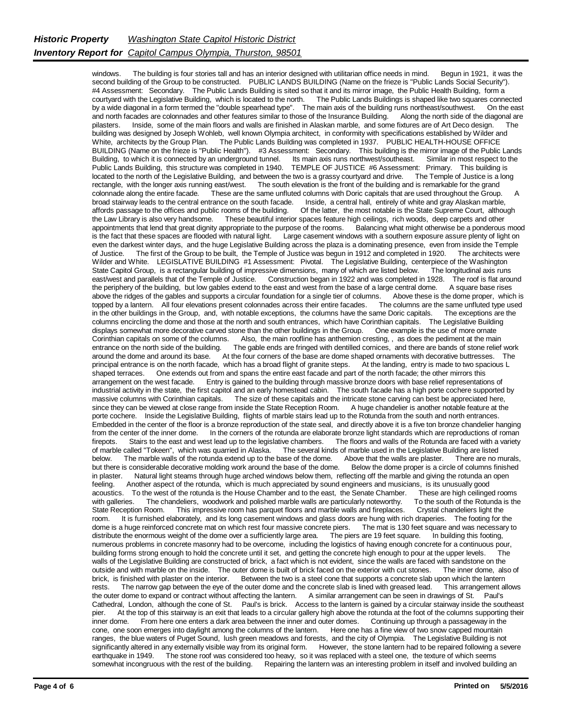windows. The building is four stories tall and has an interior designed with utilitarian office needs in mind. Begun in 1921, it was the second building of the Group to be constructed. PUBLIC LANDS BUILDING (Name on the frieze is "Public Lands Social Security"). #4 Assessment: Secondary. The Public Lands Building is sited so that it and its mirror image, the Public Health Building, form a courtyard with the Legislative Building, which is located to the north. The Public Lands Buildings is shaped like two squares connected by a wide diagonal in a form termed the "double spearhead type". The main axis of the building runs northeast/southwest. On the east and north facades are colonnades and other features similar to those of the Insurance Building. Along the north side of the diagonal are pilasters. Inside, some of the main floors and walls are finished in Alaskan marble, and some fixtures are of Art Deco design. The building was designed by Joseph Wohleb, well known Olympia architect, in conformity with specifications established by Wilder and White, architects by the Group Plan. The Public Lands Building was completed in 1937. PUBLIC HEALTH-HOUSE OFFICE BUILDING (Name on the frieze is "Public Health"). #3 Assessment: Secondary. This building is the mirror image of the Public Lands Building, to which it is connected by an underground tunnel. Its main axis runs northwest/southeast. Similar in most respect to the Public Lands Building, this structure was completed in 1940. TEMPLE OF JUSTICE #6 Assessment: Primary. This building is located to the north of the Legislative Building, and between the two is a grassy courtyard and drive. The Temple of Justice is a long rectangle, with the longer axis running east/west. The south elevation is the front of the building and is remarkable for the grand colonnade along the entire facade. These are the same unfluted columns with Doric capitals that are used throughout the Group. A broad stairway leads to the central entrance on the south facade. Inside, a central hall, entirely of white and gray Alaskan marble, affords passage to the offices and public rooms of the building. Of the latter, the most notable is the State Supreme Court, although the Law Library is also very handsome. These beautiful interior spaces feature high ceilings, rich woods, deep carpets and other appointments that lend that great dignity appropriate to the purpose of the rooms. Balancing what might otherwise be a ponderous mood is the fact that these spaces are flooded with natural light. Large casement windows with a southern exposure assure plenty of light on even the darkest winter days, and the huge Legislative Building across the plaza is a dominating presence, even from inside the Temple of Justice. The first of the Group to be built, the Temple of Justice was begun in 1912 and completed in 1920. The architects were Wilder and White. LEGISLATIVE BUILDING #1 Assessment: Pivotal. The Legislative Building, centerpiece of the Washington State Capitol Group, is a rectangular building of impressive dimensions, many of which are listed below. The longitudinal axis runs east/west and parallels that of the Temple of Justice. Construction began in 1922 and was completed in 1928. The roof is flat around the periphery of the building, but low gables extend to the east and west from the base of a large central dome. A square base rises above the ridges of the gables and supports a circular foundation for a single tier of columns. Above these is the dome proper, which is topped by a lantern. All four elevations present colonnades across their entire facades. The columns are the same unfluted type used in the other buildings in the Group, and, with notable exceptions, the columns have the same Doric capitals. The exceptions are the columns encircling the dome and those at the north and south entrances, which have Corinthian capitals. The Legislative Building displays somewhat more decorative carved stone than the other buildings in the Group. One example is the use of more ornate Corinthian capitals on some of the columns. Also, the main roofline has anthemion cresting, , as does the pediment at the main entrance on the north side of the building. The gable ends are fringed with dentilled cornices, and there are bands of stone relief work around the dome and around its base. At the four corners of the base are dome shaped ornaments with decorative buttresses. The principal entrance is on the north facade, which has a broad flight of granite steps. At the landing, entry is made to two spacious L shaped terraces. One extends out from and spans the entire east facade and part of the north facade; the other mirrors this arrangement on the west facade. Entry is gained to the building through massive bronze doors with base relief representations of industrial activity in the state, the first capitol and an early homestead cabin. The south facade has a high porte cochere supported by massive columns with Corinthian capitals. The size of these capitals and the intricate stone carving can best be appreciated here, since they can be viewed at close range from inside the State Reception Room. A huge chandelier is another notable feature at the porte cochere. Inside the Legislative Building, flights of marble stairs lead up to the Rotunda from the south and north entrances. Embedded in the center of the floor is a bronze reproduction of the state seal, and directly above it is a five ton bronze chandelier hanging from the center of the inner dome. In the corners of the rotunda are elaborate bronze light standards which are reproductions of roman firepots. Stairs to the east and west lead up to the legislative chambers. The floors and walls of the Rotunda are faced with a variety of marble called "Tokeen", which was quarried in Alaska. The several kinds of marble used in the Legislative Building are listed below. The marble walls of the rotunda extend up to the base of the dome. Above that the walls are plaster. There are no murals, but there is considerable decorative molding work around the base of the dome. Below the dome proper is a circle of columns finished in plaster. Natural light steams through huge arched windows below them, reflecting off the marble and giving the rotunda an open feeling. Another aspect of the rotunda, which is much appreciated by sound engineers and musicians, is its unusually good acoustics. To the west of the rotunda is the House Chamber and to the east, the Senate Chamber. These are high ceilinged rooms with galleries. The chandeliers, woodwork and polished marble walls are particularly noteworthy. To the south of the Rotunda is the State Reception Room. This impressive room has parquet floors and marble walls and fireplaces. Crystal chandeliers light the room. It is furnished elaborately, and its long casement windows and glass doors are hung with rich draperies. The footing for the dome is a huge reinforced concrete mat on which rest four massive concrete piers. The mat is 130 feet square and was necessary to distribute the enormous weight of the dome over a sufficiently large area. The piers are 19 feet square. In building this footing, numerous problems in concrete masonry had to be overcome, including the logistics of having enough concrete for a continuous pour, building forms strong enough to hold the concrete until it set, and getting the concrete high enough to pour at the upper levels. The walls of the Legislative Building are constructed of brick, a fact which is not evident, since the walls are faced with sandstone on the outside and with marble on the inside. The outer dome is built of brick faced on the exterior with cut stones. The inner dome, also of brick, is finished with plaster on the interior. Between the two is a steel cone that supports a concrete slab upon which the lantern rests. The narrow gap between the eye of the outer dome and the concrete slab is lined with greased lead. This arrangement allows the outer dome to expand or contract without affecting the lantern. A similar arrangement can be seen in drawings of St. Paul's Cathedral, London, although the cone of St. Paul's is brick. Access to the lantern is gained by a circular stairway inside the southeast pier. At the top of this stairway is an exit that leads to a circular gallery high above the rotunda at the foot of the columns supporting their inner dome. From here one enters a dark area between the inner and outer domes. Continuing up through a passageway in the cone, one soon emerges into daylight among the columns of the lantern. Here one has a fine view of two snow capped mountain ranges, the blue waters of Puget Sound, lush green meadows and forests, and the city of Olympia. The Legislative Building is not significantly altered in any externally visible way from its original form. However, the stone lantern had to be repaired following a severe earthquake in 1949. The stone roof was considered too heavy, so it was replaced with a steel one, the texture of which seems somewhat incongruous with the rest of the building. Repairing the lantern was an interesting problem in itself and involved building an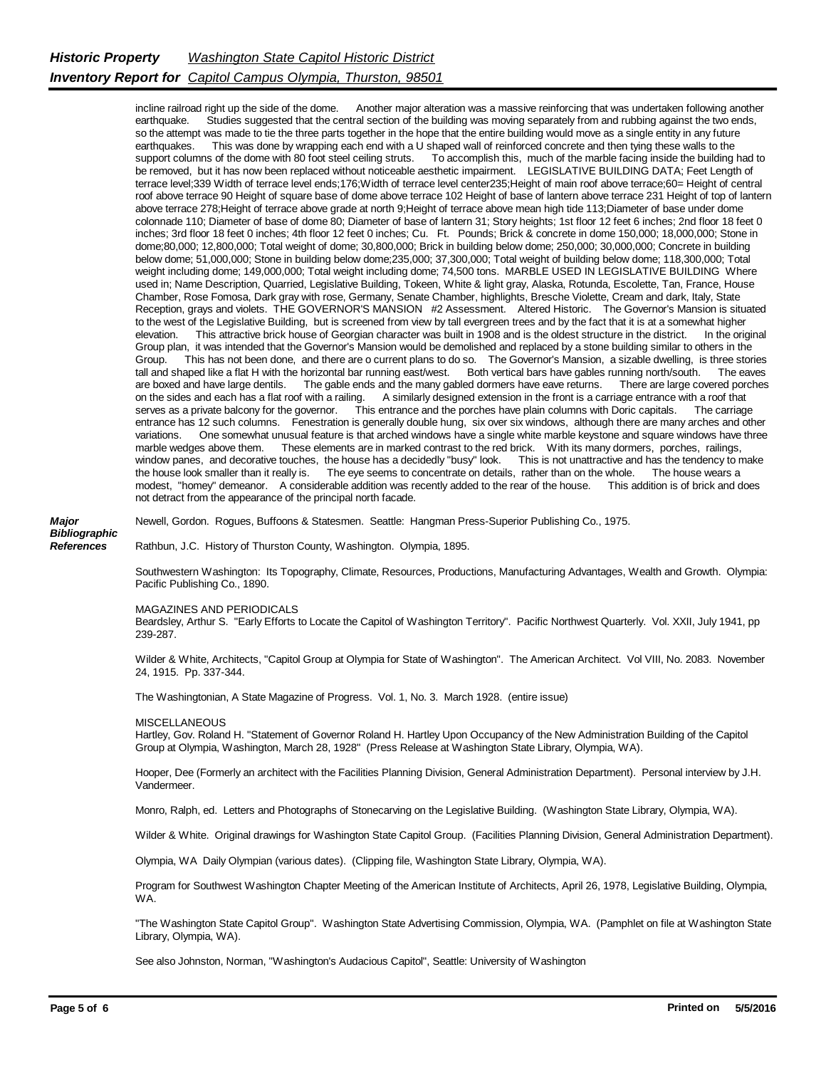incline railroad right up the side of the dome. Another major alteration was a massive reinforcing that was undertaken following another earthquake. Studies suggested that the central section of the building was moving separately from and rubbing against the two ends, so the attempt was made to tie the three parts together in the hope that the entire building would move as a single entity in any future earthquakes. This was done by wrapping each end with a U shaped wall of reinforced concrete and then tying these walls to the support columns of the dome with 80 foot steel ceiling struts. To accomplish this, much of the marble facing inside the building had to be removed, but it has now been replaced without noticeable aesthetic impairment. LEGISLATIVE BUILDING DATA; Feet Length of terrace level;339 Width of terrace level ends;176;Width of terrace level center235;Height of main roof above terrace;60= Height of central roof above terrace 90 Height of square base of dome above terrace 102 Height of base of lantern above terrace 231 Height of top of lantern above terrace 278;Height of terrace above grade at north 9;Height of terrace above mean high tide 113;Diameter of base under dome colonnade 110; Diameter of base of dome 80; Diameter of base of lantern 31; Story heights; 1st floor 12 feet 6 inches; 2nd floor 18 feet 0 inches; 3rd floor 18 feet 0 inches; 4th floor 12 feet 0 inches; Cu. Ft. Pounds; Brick & concrete in dome 150,000; 18,000,000; Stone in dome;80,000; 12,800,000; Total weight of dome; 30,800,000; Brick in building below dome; 250,000; 30,000,000; Concrete in building below dome; 51,000,000; Stone in building below dome;235,000; 37,300,000; Total weight of building below dome; 118,300,000; Total weight including dome; 149,000,000; Total weight including dome; 74,500 tons. MARBLE USED IN LEGISLATIVE BUILDING Where used in; Name Description, Quarried, Legislative Building, Tokeen, White & light gray, Alaska, Rotunda, Escolette, Tan, France, House Chamber, Rose Fomosa, Dark gray with rose, Germany, Senate Chamber, highlights, Bresche Violette, Cream and dark, Italy, State Reception, grays and violets. THE GOVERNOR'S MANSION #2 Assessment. Altered Historic. The Governor's Mansion is situated to the west of the Legislative Building, but is screened from view by tall evergreen trees and by the fact that it is at a somewhat higher elevation. This attractive brick house of Georgian character was built in 1908 and is the oldest structure in the district. In the original Group plan, it was intended that the Governor's Mansion would be demolished and replaced by a stone building similar to others in the Group. This has not been done, and there are o current plans to do so. The Governor's Mansion, a sizable dwelling, is three stories tall and shaped like a flat H with the horizontal bar running east/west. Both vertical bars have gables running north/south. The eaves are boxed and have large dentils. The gable ends and the many gabled dormers have eave returns. There are large covered porches on the sides and each has a flat roof with a railing. A similarly designed extension in the front is a carriage entrance with a roof that serves as a private balcony for the governor. This entrance and the porches have plain columns with Doric capitals. The carriage entrance has 12 such columns. Fenestration is generally double hung, six over six windows, although there are many arches and other variations. One somewhat unusual feature is that arched windows have a single white marble keystone and square windows have three marble wedges above them. These elements are in marked contrast to the red brick. With its many dormers, porches, railings, window panes, and decorative touches, the house has a decidedly "busy" look. This is not unattractive and has the tendency to make the house look smaller than it really is. The eye seems to concentrate on details, rather than on the whole. The house wears a modest, "homey" demeanor. A considerable addition was recently added to the rear of the house. This addition is of brick and does not detract from the appearance of the principal north facade.

***Major Bibliographic References***

Newell, Gordon. Rogues, Buffoons & Statesmen. Seattle: Hangman Press-Superior Publishing Co., 1975.

Rathbun, J.C. History of Thurston County, Washington. Olympia, 1895.

Southwestern Washington: Its Topography, Climate, Resources, Productions, Manufacturing Advantages, Wealth and Growth. Olympia: Pacific Publishing Co., 1890.

MAGAZINES AND PERIODICALS
Beardsley, Arthur S. "Early Efforts to Locate the Capitol of Washington Territory". Pacific Northwest Quarterly. Vol. XXII, July 1941, pp 239-287.

Wilder & White, Architects, "Capitol Group at Olympia for State of Washington". The American Architect. Vol VIII, No. 2083. November 24, 1915. Pp. 337-344.

The Washingtonian, A State Magazine of Progress. Vol. 1, No. 3. March 1928. (entire issue)

MISCELLANEOUS
Hartley, Gov. Roland H. "Statement of Governor Roland H. Hartley Upon Occupancy of the New Administration Building of the Capitol Group at Olympia, Washington, March 28, 1928" (Press Release at Washington State Library, Olympia, WA).

Hooper, Dee (Formerly an architect with the Facilities Planning Division, General Administration Department). Personal interview by J.H. Vandermeer.

Monro, Ralph, ed. Letters and Photographs of Stonecarving on the Legislative Building. (Washington State Library, Olympia, WA).

Wilder & White. Original drawings for Washington State Capitol Group. (Facilities Planning Division, General Administration Department).

Olympia, WA Daily Olympian (various dates). (Clipping file, Washington State Library, Olympia, WA).

Program for Southwest Washington Chapter Meeting of the American Institute of Architects, April 26, 1978, Legislative Building, Olympia, WA.

"The Washington State Capitol Group". Washington State Advertising Commission, Olympia, WA. (Pamphlet on file at Washington State Library, Olympia, WA).

See also Johnston, Norman, "Washington's Audacious Capitol", Seattle: University of Washington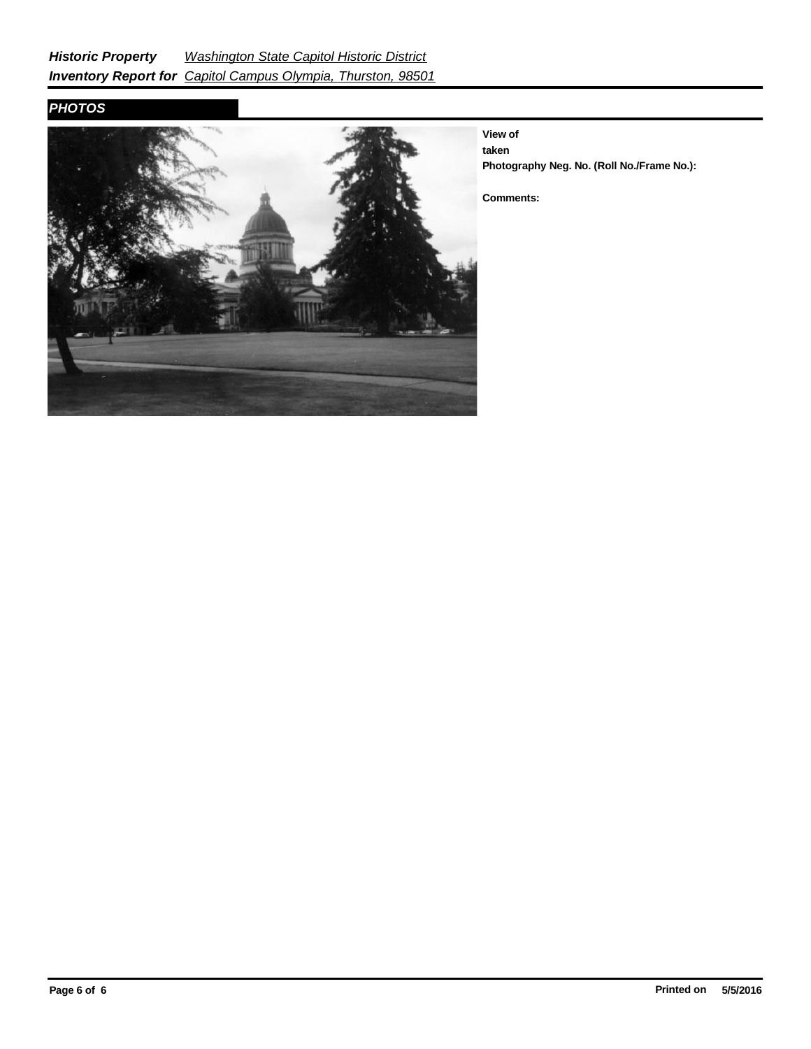## PHOTOS

**View of**

**taken**

**Photography Neg. No. (Roll No./Frame No.):**

**Comments:**